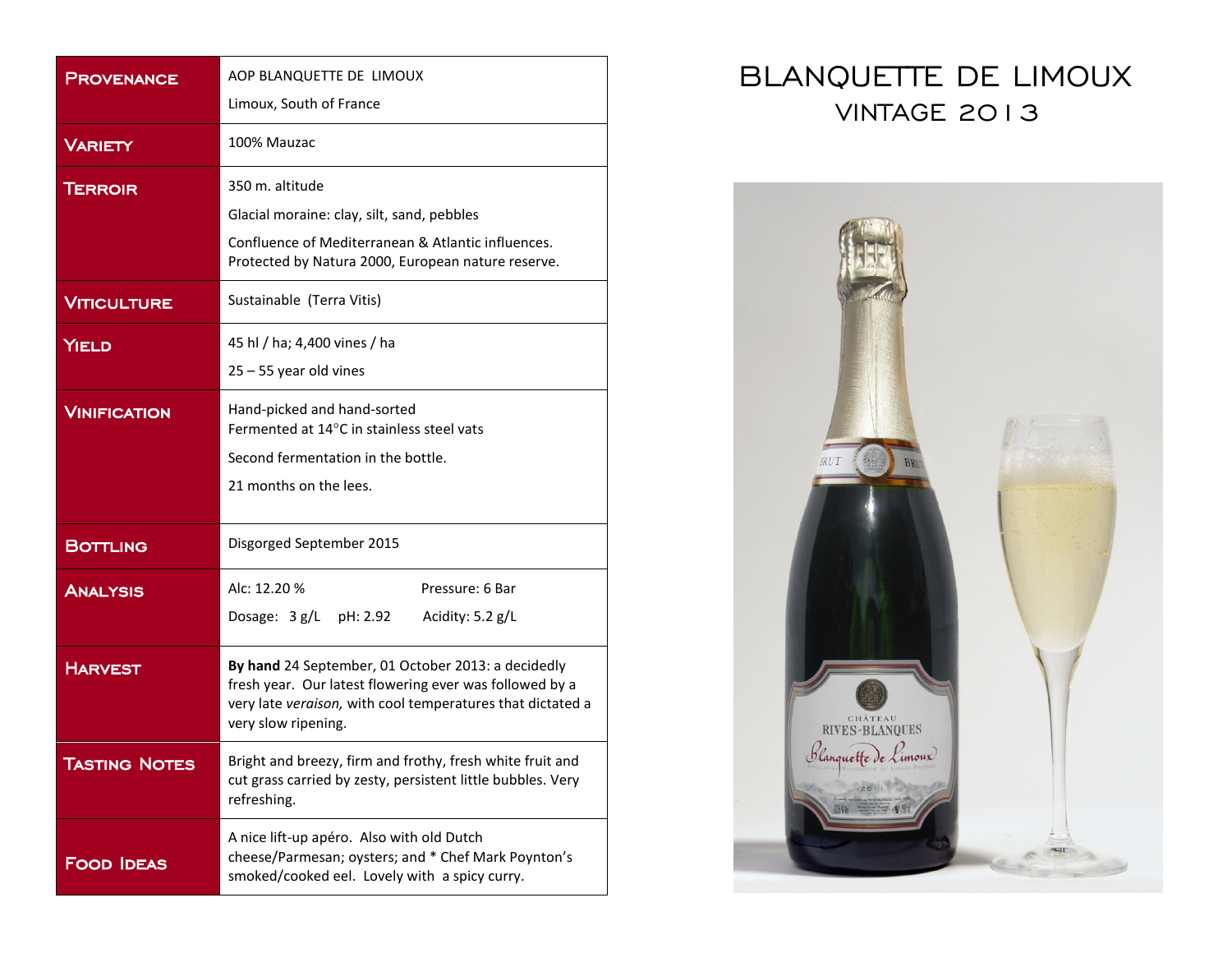# BLANQUETTE DE LIMOUX
## VINTAGE 2013

| | |
|---|---|
| **Provenance** | AOP BLANQUETTE DE LIMOUX<br>Limoux, South of France |
| **Variety** | 100% Mauzac |
| **Terroir** | 350 m. altitude<br>Glacial moraine: clay, silt, sand, pebbles<br>Confluence of Mediterranean & Atlantic influences. Protected by Natura 2000, European nature reserve. |
| **Viticulture** | Sustainable (Terra Vitis) |
| **Yield** | 45 hl / ha; 4,400 vines / ha<br>25 – 55 year old vines |
| **Vinification** | Hand-picked and hand-sorted<br>Fermented at 14°C in stainless steel vats<br>Second fermentation in the bottle.<br>21 months on the lees. |
| **Bottling** | Disgorged September 2015 |
| **Analysis** | Alc: 12.20 % Pressure: 6 Bar<br>Dosage: 3 g/L pH: 2.92 Acidity: 5.2 g/L |
| **Harvest** | **By hand** 24 September, 01 October 2013: a decidedly fresh year. Our latest flowering ever was followed by a very late *veraison,* with cool temperatures that dictated a very slow ripening. |
| **Tasting Notes** | Bright and breezy, firm and frothy, fresh white fruit and cut grass carried by zesty, persistent little bubbles. Very refreshing. |
| **Food Ideas** | A nice lift-up apéro. Also with old Dutch cheese/Parmesan; oysters; and * Chef Mark Poynton's smoked/cooked eel. Lovely with a spicy curry. |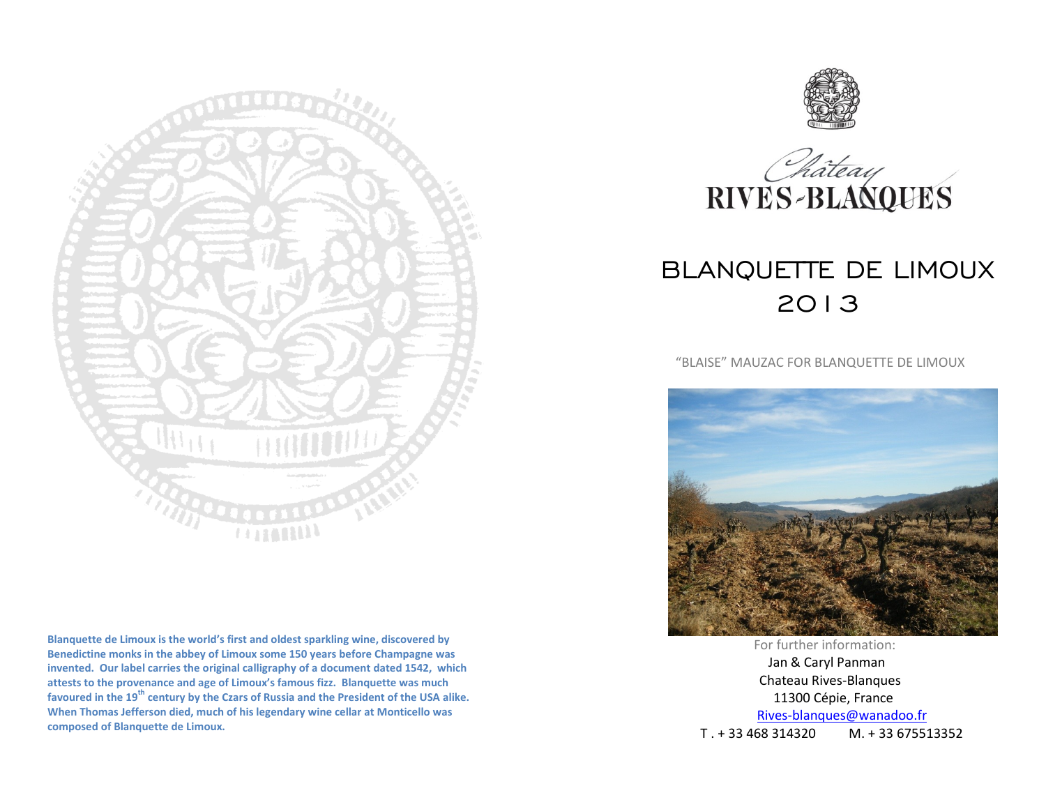**Blanquette de Limoux is the world's first and oldest sparkling wine, discovered by Benedictine monks in the abbey of Limoux some 150 years before Champagne was invented. Our label carries the original calligraphy of a document dated 1542, which attests to the provenance and age of Limoux's famous fizz. Blanquette was much favoured in the 19th century by the Czars of Russia and the President of the USA alike. When Thomas Jefferson died, much of his legendary wine cellar at Monticello was composed of Blanquette de Limoux.**

Château RIVES-BLANQUES

# BLANQUETTE DE LIMOUX 2013

"BLAISE" MAUZAC FOR BLANQUETTE DE LIMOUX

For further information:
Jan & Caryl Panman
Chateau Rives-Blanques
11300 Cépie, France
Rives-blanques@wanadoo.fr
T . + 33 468 314320 M. + 33 675513352